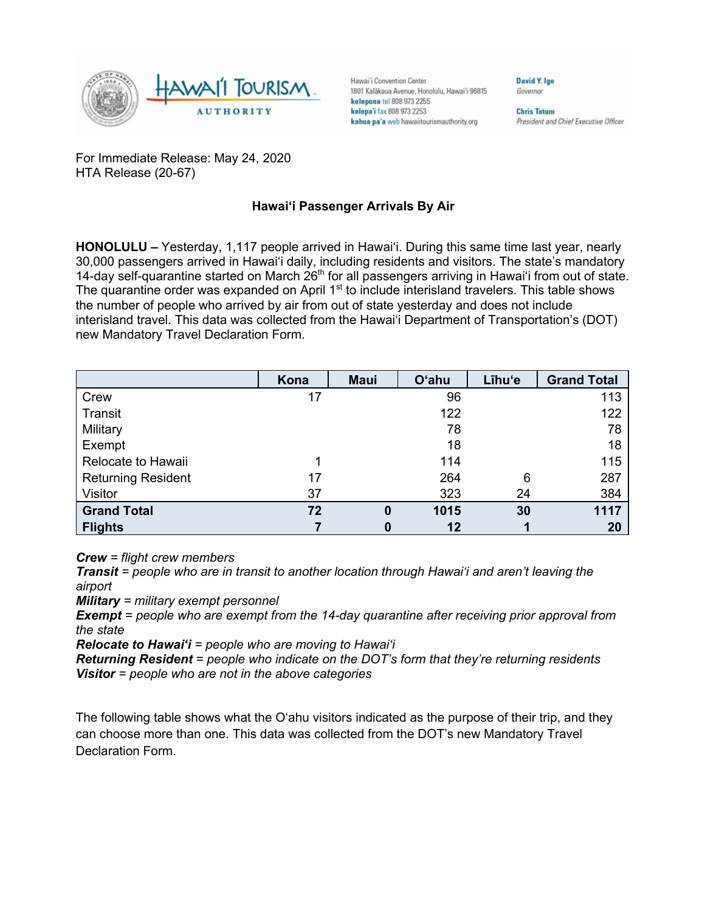Hawai'i Convention Center
1801 Kalākaua Avenue, Honolulu, Hawai'i 96815
**kelepona** tel 808 973 2255
**kelepa'i** fax 808 973 2253
**kahua pa'a** web hawaiitourismauthority.org

**David Y. Ige**
*Governor*

**Chris Tatum**
*President and Chief Executive Officer*

For Immediate Release: May 24, 2020
HTA Release (20-67)

**Hawaiʻi Passenger Arrivals By Air**

**HONOLULU –** Yesterday, 1,117 people arrived in Hawaiʻi. During this same time last year, nearly 30,000 passengers arrived in Hawaiʻi daily, including residents and visitors. The state's mandatory 14-day self-quarantine started on March 26th for all passengers arriving in Hawaiʻi from out of state. The quarantine order was expanded on April 1st to include interisland travelers. This table shows the number of people who arrived by air from out of state yesterday and does not include interisland travel. This data was collected from the Hawaiʻi Department of Transportation's (DOT) new Mandatory Travel Declaration Form.

| | Kona | Maui | Oʻahu | Līhuʻe | Grand Total |
|---|---|---|---|---|---|
| Crew | 17 | | 96 | | 113 |
| Transit | | | 122 | | 122 |
| Military | | | 78 | | 78 |
| Exempt | | | 18 | | 18 |
| Relocate to Hawaii | 1 | | 114 | | 115 |
| Returning Resident | 17 | | 264 | 6 | 287 |
| Visitor | 37 | | 323 | 24 | 384 |
| **Grand Total** | **72** | **0** | **1015** | **30** | **1117** |
| **Flights** | **7** | **0** | **12** | **1** | **20** |

***Crew*** *= flight crew members*
***Transit*** *= people who are in transit to another location through Hawaiʻi and aren't leaving the airport*
***Military*** *= military exempt personnel*
***Exempt*** *= people who are exempt from the 14-day quarantine after receiving prior approval from the state*
***Relocate to Hawaiʻi*** *= people who are moving to Hawaiʻi*
***Returning Resident*** *= people who indicate on the DOT's form that they're returning residents*
***Visitor*** *= people who are not in the above categories*

The following table shows what the Oʻahu visitors indicated as the purpose of their trip, and they can choose more than one. This data was collected from the DOT's new Mandatory Travel Declaration Form.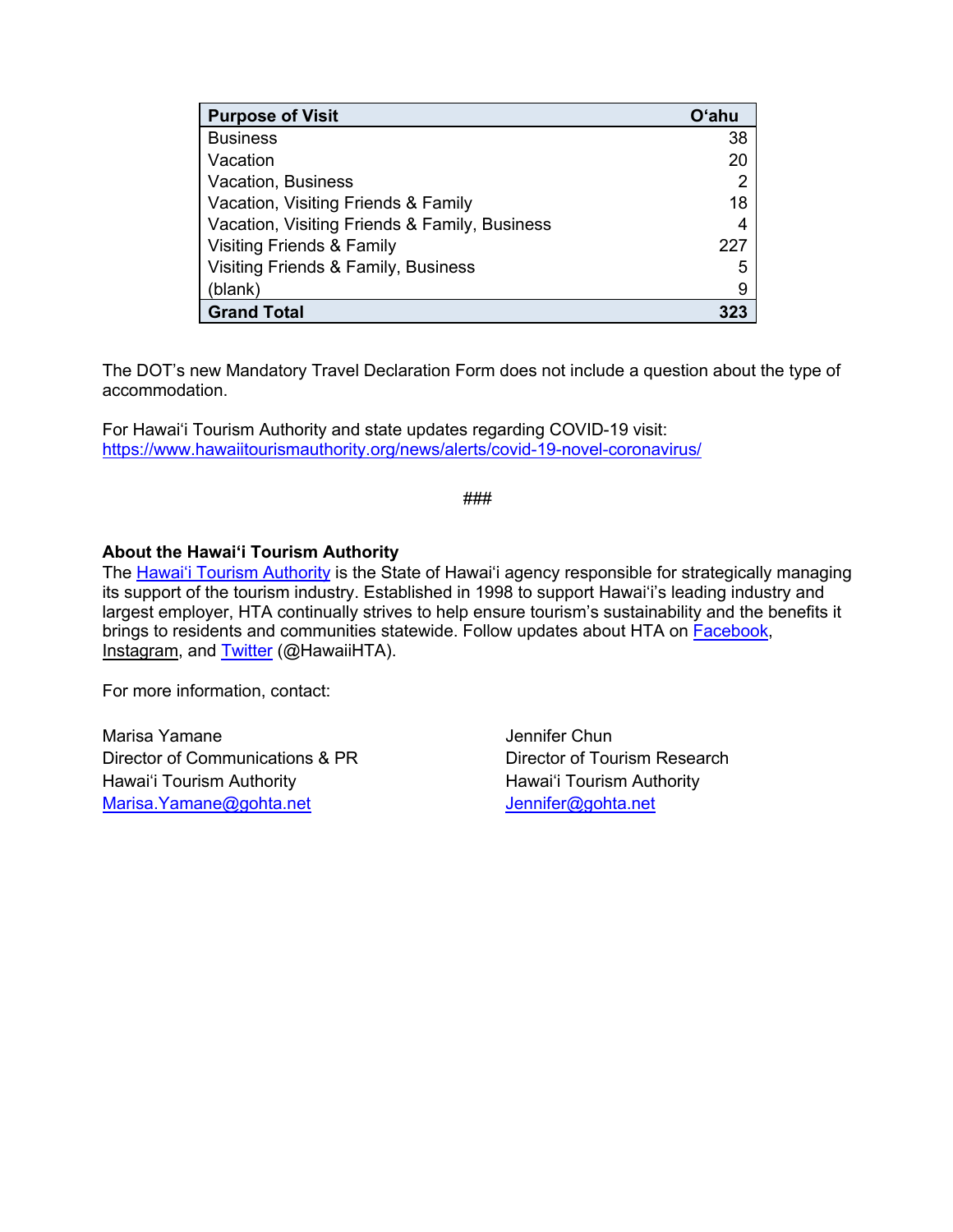| Purpose of Visit | O‘ahu |
|---|---|
| Business | 38 |
| Vacation | 20 |
| Vacation, Business | 2 |
| Vacation, Visiting Friends & Family | 18 |
| Vacation, Visiting Friends & Family, Business | 4 |
| Visiting Friends & Family | 227 |
| Visiting Friends & Family, Business | 5 |
| (blank) | 9 |
| **Grand Total** | **323** |

The DOT’s new Mandatory Travel Declaration Form does not include a question about the type of accommodation.

For Hawai‘i Tourism Authority and state updates regarding COVID-19 visit: https://www.hawaiitourismauthority.org/news/alerts/covid-19-novel-coronavirus/

###

**About the Hawai‘i Tourism Authority**
The Hawai‘i Tourism Authority is the State of Hawai‘i agency responsible for strategically managing its support of the tourism industry. Established in 1998 to support Hawai‘i’s leading industry and largest employer, HTA continually strives to help ensure tourism’s sustainability and the benefits it brings to residents and communities statewide. Follow updates about HTA on Facebook, Instagram, and Twitter (@HawaiiHTA).

For more information, contact:

Marisa Yamane
Director of Communications & PR
Hawai‘i Tourism Authority
Marisa.Yamane@gohta.net

Jennifer Chun
Director of Tourism Research
Hawai‘i Tourism Authority
Jennifer@gohta.net